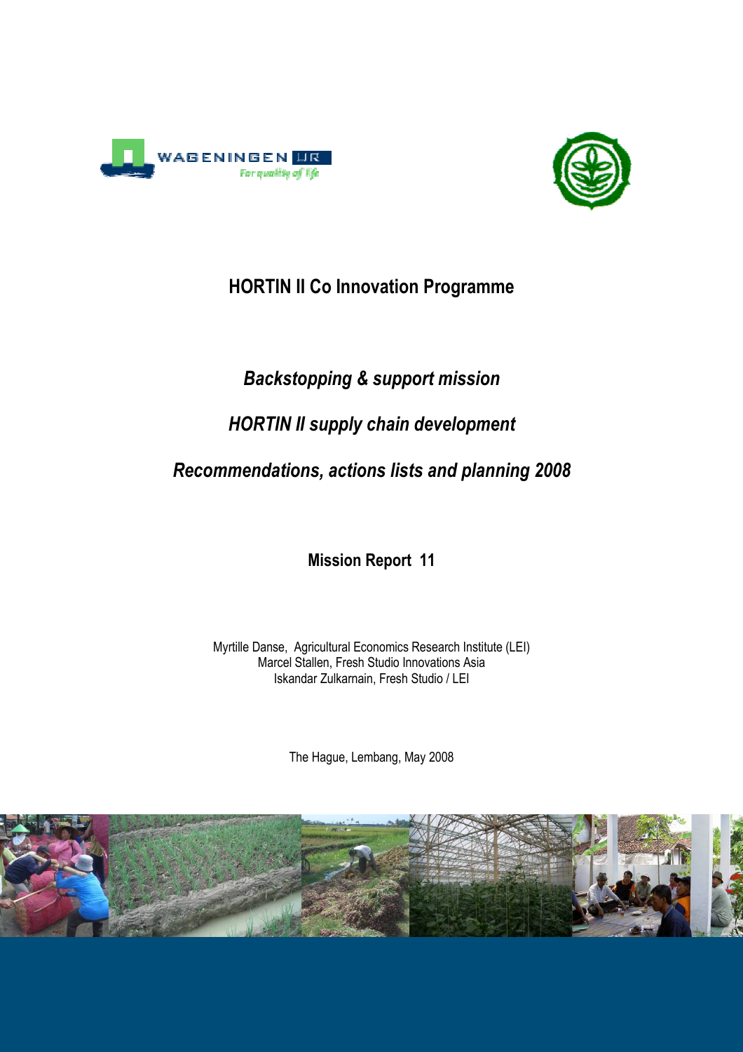WAGENINGEN UR
For quality of life

# HORTIN II Co Innovation Programme

## *Backstopping & support mission*

## *HORTIN II supply chain development*

## *Recommendations, actions lists and planning 2008*

**Mission Report 11**

Myrtille Danse, Agricultural Economics Research Institute (LEI)
Marcel Stallen, Fresh Studio Innovations Asia
Iskandar Zulkarnain, Fresh Studio / LEI

The Hague, Lembang, May 2008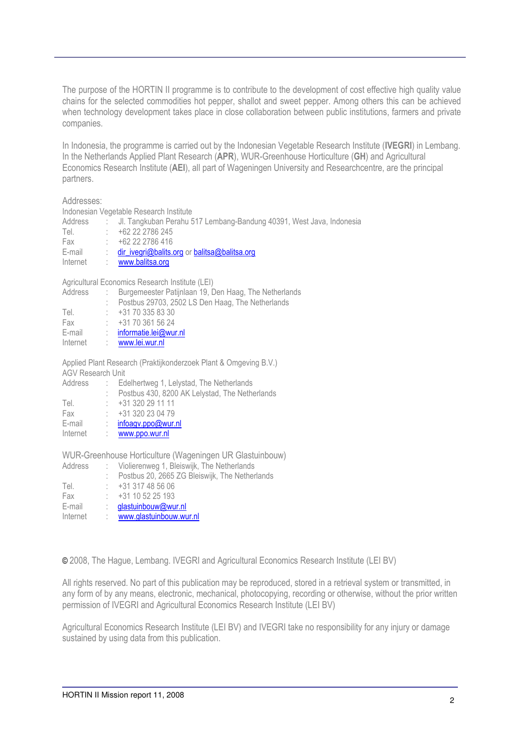The purpose of the HORTIN II programme is to contribute to the development of cost effective high quality value chains for the selected commodities hot pepper, shallot and sweet pepper. Among others this can be achieved when technology development takes place in close collaboration between public institutions, farmers and private companies.

In Indonesia, the programme is carried out by the Indonesian Vegetable Research Institute (**IVEGRI**) in Lembang. In the Netherlands Applied Plant Research (**APR**), WUR-Greenhouse Horticulture (**GH**) and Agricultural Economics Research Institute (**AEI**), all part of Wageningen University and Researchcentre, are the principal partners.

Addresses:

Indonesian Vegetable Research Institute

| | | |
|---|---|---|
| Address | : | Jl. Tangkuban Perahu 517 Lembang-Bandung 40391, West Java, Indonesia |
| Tel. | : | +62 22 2786 245 |
| Fax | : | +62 22 2786 416 |
| E-mail | : | dir_ivegri@balits.org or balitsa@balitsa.org |
| Internet | : | www.balitsa.org |

Agricultural Economics Research Institute (LEI)

| | | |
|---|---|---|
| Address | : | Burgemeester Patijnlaan 19, Den Haag, The Netherlands |
| | : | Postbus 29703, 2502 LS Den Haag, The Netherlands |
| Tel. | : | +31 70 335 83 30 |
| Fax | : | +31 70 361 56 24 |
| E-mail | : | informatie.lei@wur.nl |
| Internet | : | www.lei.wur.nl |

Applied Plant Research (Praktijkonderzoek Plant & Omgeving B.V.)
AGV Research Unit

| | | |
|---|---|---|
| Address | : | Edelhertweg 1, Lelystad, The Netherlands |
| | : | Postbus 430, 8200 AK Lelystad, The Netherlands |
| Tel. | : | +31 320 29 11 11 |
| Fax | : | +31 320 23 04 79 |
| E-mail | : | infoagv.ppo@wur.nl |
| Internet | : | www.ppo.wur.nl |

WUR-Greenhouse Horticulture (Wageningen UR Glastuinbouw)

| | | |
|---|---|---|
| Address | : | Violierenweg 1, Bleiswijk, The Netherlands |
| | : | Postbus 20, 2665 ZG Bleiswijk, The Netherlands |
| Tel. | : | +31 317 48 56 06 |
| Fax | : | +31 10 52 25 193 |
| E-mail | : | glastuinbouw@wur.nl |
| Internet | : | www.glastuinbouw.wur.nl |

© 2008, The Hague, Lembang. IVEGRI and Agricultural Economics Research Institute (LEI BV)

All rights reserved. No part of this publication may be reproduced, stored in a retrieval system or transmitted, in any form of by any means, electronic, mechanical, photocopying, recording or otherwise, without the prior written permission of IVEGRI and Agricultural Economics Research Institute (LEI BV)

Agricultural Economics Research Institute (LEI BV) and IVEGRI take no responsibility for any injury or damage sustained by using data from this publication.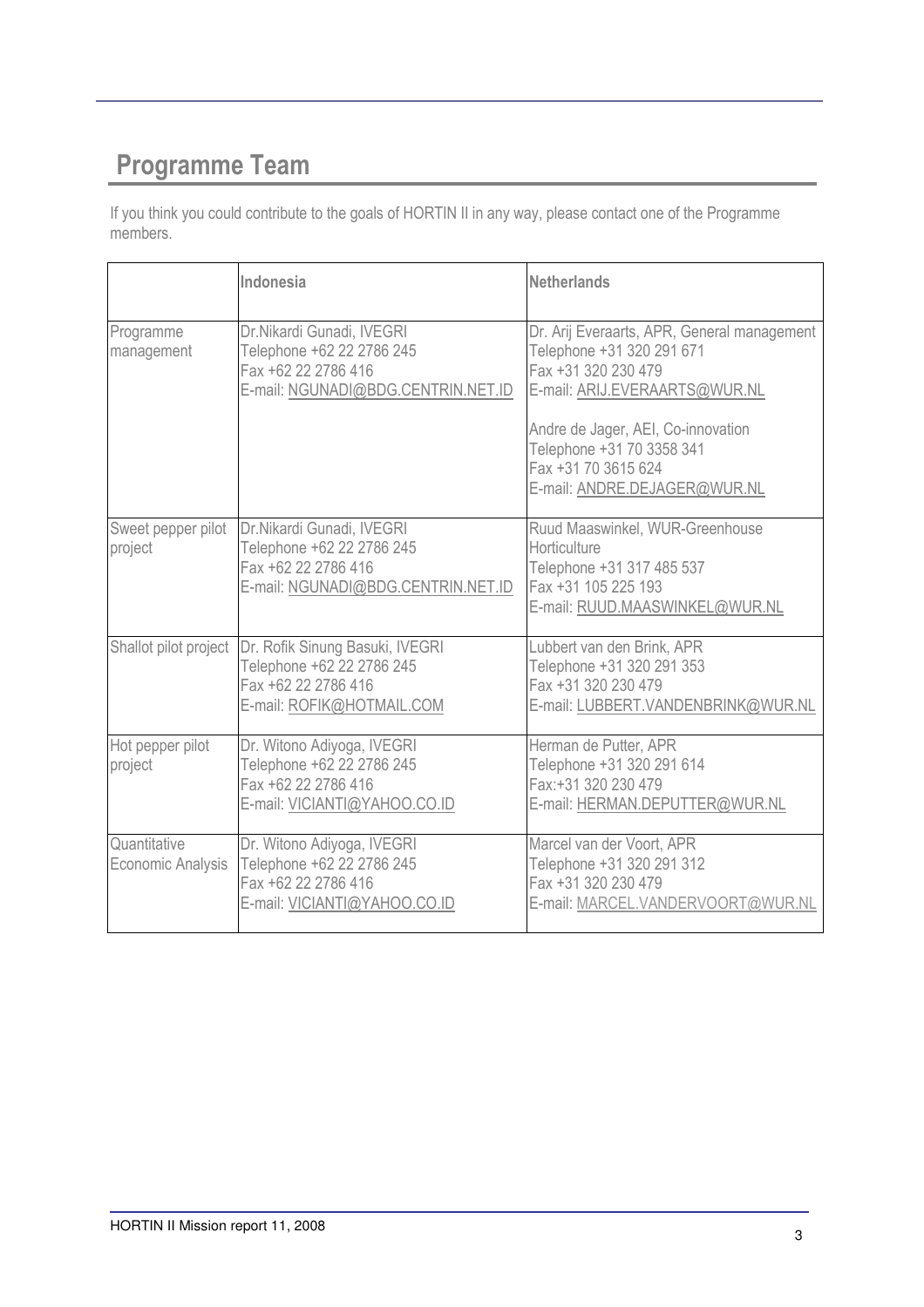# Programme Team

If you think you could contribute to the goals of HORTIN II in any way, please contact one of the Programme members.

| | Indonesia | Netherlands |
|---|---|---|
| Programme management | Dr.Nikardi Gunadi, IVEGRI<br>Telephone +62 22 2786 245<br>Fax +62 22 2786 416<br>E-mail: NGUNADI@BDG.CENTRIN.NET.ID | Dr. Arij Everaarts, APR, General management<br>Telephone +31 320 291 671<br>Fax +31 320 230 479<br>E-mail: ARIJ.EVERAARTS@WUR.NL<br><br>Andre de Jager, AEI, Co-innovation<br>Telephone +31 70 3358 341<br>Fax +31 70 3615 624<br>E-mail: ANDRE.DEJAGER@WUR.NL |
| Sweet pepper pilot project | Dr.Nikardi Gunadi, IVEGRI<br>Telephone +62 22 2786 245<br>Fax +62 22 2786 416<br>E-mail: NGUNADI@BDG.CENTRIN.NET.ID | Ruud Maaswinkel, WUR-Greenhouse Horticulture<br>Telephone +31 317 485 537<br>Fax +31 105 225 193<br>E-mail: RUUD.MAASWINKEL@WUR.NL |
| Shallot pilot project | Dr. Rofik Sinung Basuki, IVEGRI<br>Telephone +62 22 2786 245<br>Fax +62 22 2786 416<br>E-mail: ROFIK@HOTMAIL.COM | Lubbert van den Brink, APR<br>Telephone +31 320 291 353<br>Fax +31 320 230 479<br>E-mail: LUBBERT.VANDENBRINK@WUR.NL |
| Hot pepper pilot project | Dr. Witono Adiyoga, IVEGRI<br>Telephone +62 22 2786 245<br>Fax +62 22 2786 416<br>E-mail: VICIANTI@YAHOO.CO.ID | Herman de Putter, APR<br>Telephone +31 320 291 614<br>Fax:+31 320 230 479<br>E-mail: HERMAN.DEPUTTER@WUR.NL |
| Quantitative Economic Analysis | Dr. Witono Adiyoga, IVEGRI<br>Telephone +62 22 2786 245<br>Fax +62 22 2786 416<br>E-mail: VICIANTI@YAHOO.CO.ID | Marcel van der Voort, APR<br>Telephone +31 320 291 312<br>Fax +31 320 230 479<br>E-mail: MARCEL.VANDERVOORT@WUR.NL |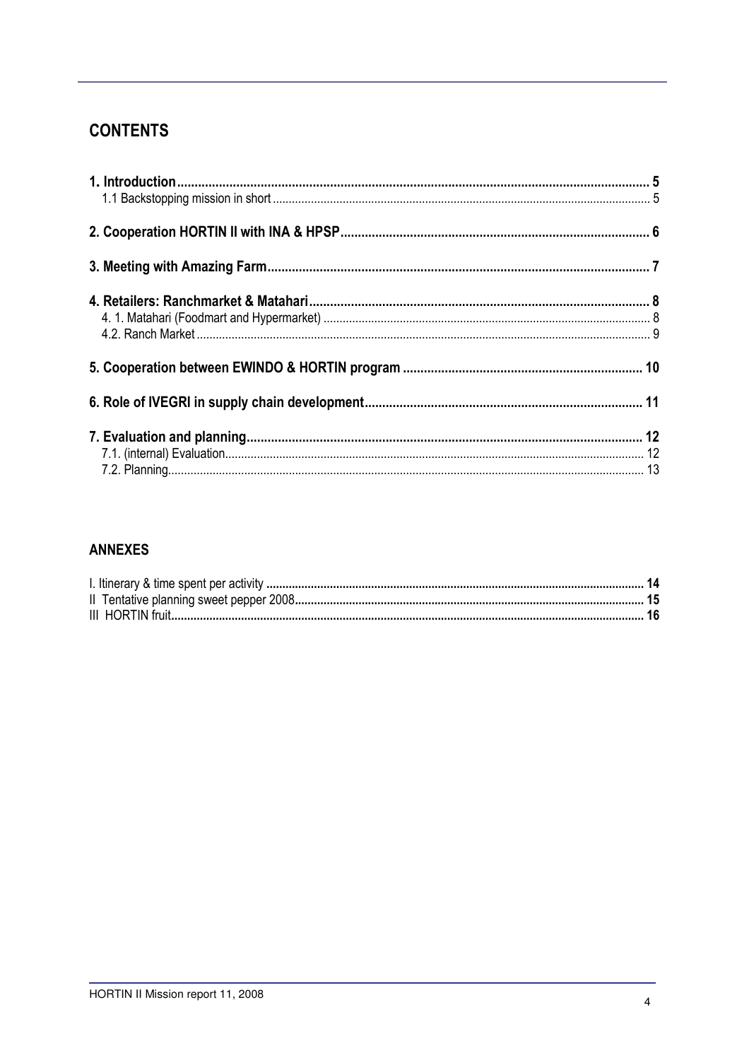## CONTENTS

**1. Introduction** .......... **5**
1.1 Backstopping mission in short .......... 5

**2. Cooperation HORTIN II with INA & HPSP** .......... **6**

**3. Meeting with Amazing Farm** .......... **7**

**4. Retailers: Ranchmarket & Matahari** .......... **8**
4. 1. Matahari (Foodmart and Hypermarket) .......... 8
4.2. Ranch Market .......... 9

**5. Cooperation between EWINDO & HORTIN program** .......... **10**

**6. Role of IVEGRI in supply chain development** .......... **11**

**7. Evaluation and planning** .......... **12**
7.1. (internal) Evaluation .......... 12
7.2. Planning .......... 13

## ANNEXES

I. Itinerary & time spent per activity .......... **14**
II Tentative planning sweet pepper 2008 .......... **15**
III HORTIN fruit .......... **16**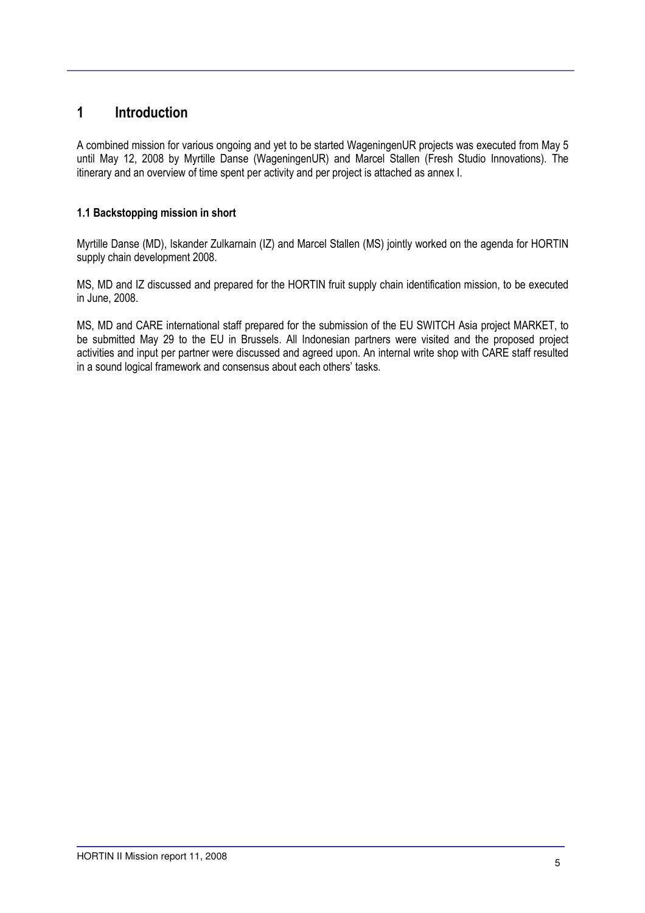# 1 Introduction

A combined mission for various ongoing and yet to be started WageningenUR projects was executed from May 5 until May 12, 2008 by Myrtille Danse (WageningenUR) and Marcel Stallen (Fresh Studio Innovations). The itinerary and an overview of time spent per activity and per project is attached as annex I.

### 1.1 Backstopping mission in short

Myrtille Danse (MD), Iskander Zulkarnain (IZ) and Marcel Stallen (MS) jointly worked on the agenda for HORTIN supply chain development 2008.

MS, MD and IZ discussed and prepared for the HORTIN fruit supply chain identification mission, to be executed in June, 2008.

MS, MD and CARE international staff prepared for the submission of the EU SWITCH Asia project MARKET, to be submitted May 29 to the EU in Brussels. All Indonesian partners were visited and the proposed project activities and input per partner were discussed and agreed upon. An internal write shop with CARE staff resulted in a sound logical framework and consensus about each others' tasks.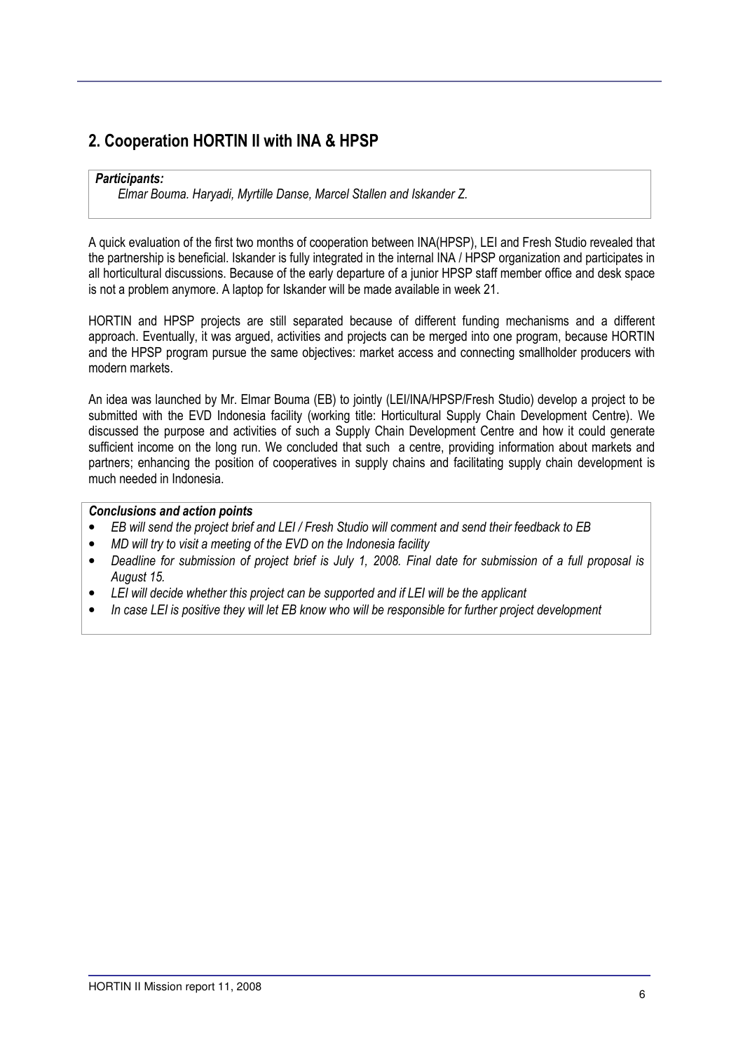## 2. Cooperation HORTIN II with INA & HPSP

***Participants:***
*Elmar Bouma. Haryadi, Myrtille Danse, Marcel Stallen and Iskander Z.*

A quick evaluation of the first two months of cooperation between INA(HPSP), LEI and Fresh Studio revealed that the partnership is beneficial. Iskander is fully integrated in the internal INA / HPSP organization and participates in all horticultural discussions. Because of the early departure of a junior HPSP staff member office and desk space is not a problem anymore. A laptop for Iskander will be made available in week 21.

HORTIN and HPSP projects are still separated because of different funding mechanisms and a different approach. Eventually, it was argued, activities and projects can be merged into one program, because HORTIN and the HPSP program pursue the same objectives: market access and connecting smallholder producers with modern markets.

An idea was launched by Mr. Elmar Bouma (EB) to jointly (LEI/INA/HPSP/Fresh Studio) develop a project to be submitted with the EVD Indonesia facility (working title: Horticultural Supply Chain Development Centre). We discussed the purpose and activities of such a Supply Chain Development Centre and how it could generate sufficient income on the long run. We concluded that such a centre, providing information about markets and partners; enhancing the position of cooperatives in supply chains and facilitating supply chain development is much needed in Indonesia.

***Conclusions and action points***

- *EB will send the project brief and LEI / Fresh Studio will comment and send their feedback to EB*
- *MD will try to visit a meeting of the EVD on the Indonesia facility*
- *Deadline for submission of project brief is July 1, 2008. Final date for submission of a full proposal is August 15.*
- *LEI will decide whether this project can be supported and if LEI will be the applicant*
- *In case LEI is positive they will let EB know who will be responsible for further project development*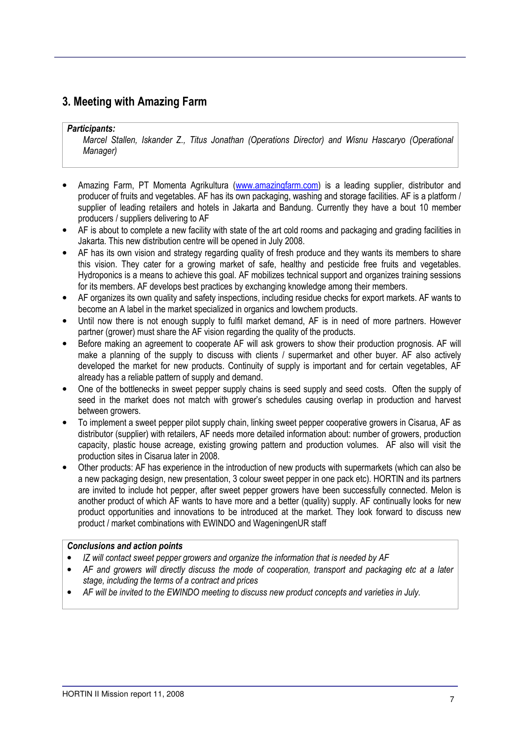## 3. Meeting with Amazing Farm

***Participants:***

*Marcel Stallen, Iskander Z., Titus Jonathan (Operations Director) and Wisnu Hascaryo (Operational Manager)*

- Amazing Farm, PT Momenta Agrikultura (www.amazingfarm.com) is a leading supplier, distributor and producer of fruits and vegetables. AF has its own packaging, washing and storage facilities. AF is a platform / supplier of leading retailers and hotels in Jakarta and Bandung. Currently they have a bout 10 member producers / suppliers delivering to AF
- AF is about to complete a new facility with state of the art cold rooms and packaging and grading facilities in Jakarta. This new distribution centre will be opened in July 2008.
- AF has its own vision and strategy regarding quality of fresh produce and they wants its members to share this vision. They cater for a growing market of safe, healthy and pesticide free fruits and vegetables. Hydroponics is a means to achieve this goal. AF mobilizes technical support and organizes training sessions for its members. AF develops best practices by exchanging knowledge among their members.
- AF organizes its own quality and safety inspections, including residue checks for export markets. AF wants to become an A label in the market specialized in organics and lowchem products.
- Until now there is not enough supply to fulfil market demand, AF is in need of more partners. However partner (grower) must share the AF vision regarding the quality of the products.
- Before making an agreement to cooperate AF will ask growers to show their production prognosis. AF will make a planning of the supply to discuss with clients / supermarket and other buyer. AF also actively developed the market for new products. Continuity of supply is important and for certain vegetables, AF already has a reliable pattern of supply and demand.
- One of the bottlenecks in sweet pepper supply chains is seed supply and seed costs. Often the supply of seed in the market does not match with grower's schedules causing overlap in production and harvest between growers.
- To implement a sweet pepper pilot supply chain, linking sweet pepper cooperative growers in Cisarua, AF as distributor (supplier) with retailers, AF needs more detailed information about: number of growers, production capacity, plastic house acreage, existing growing pattern and production volumes. AF also will visit the production sites in Cisarua later in 2008.
- Other products: AF has experience in the introduction of new products with supermarkets (which can also be a new packaging design, new presentation, 3 colour sweet pepper in one pack etc). HORTIN and its partners are invited to include hot pepper, after sweet pepper growers have been successfully connected. Melon is another product of which AF wants to have more and a better (quality) supply. AF continually looks for new product opportunities and innovations to be introduced at the market. They look forward to discuss new product / market combinations with EWINDO and WageningenUR staff

***Conclusions and action points***

- *IZ will contact sweet pepper growers and organize the information that is needed by AF*
- *AF and growers will directly discuss the mode of cooperation, transport and packaging etc at a later stage, including the terms of a contract and prices*
- *AF will be invited to the EWINDO meeting to discuss new product concepts and varieties in July.*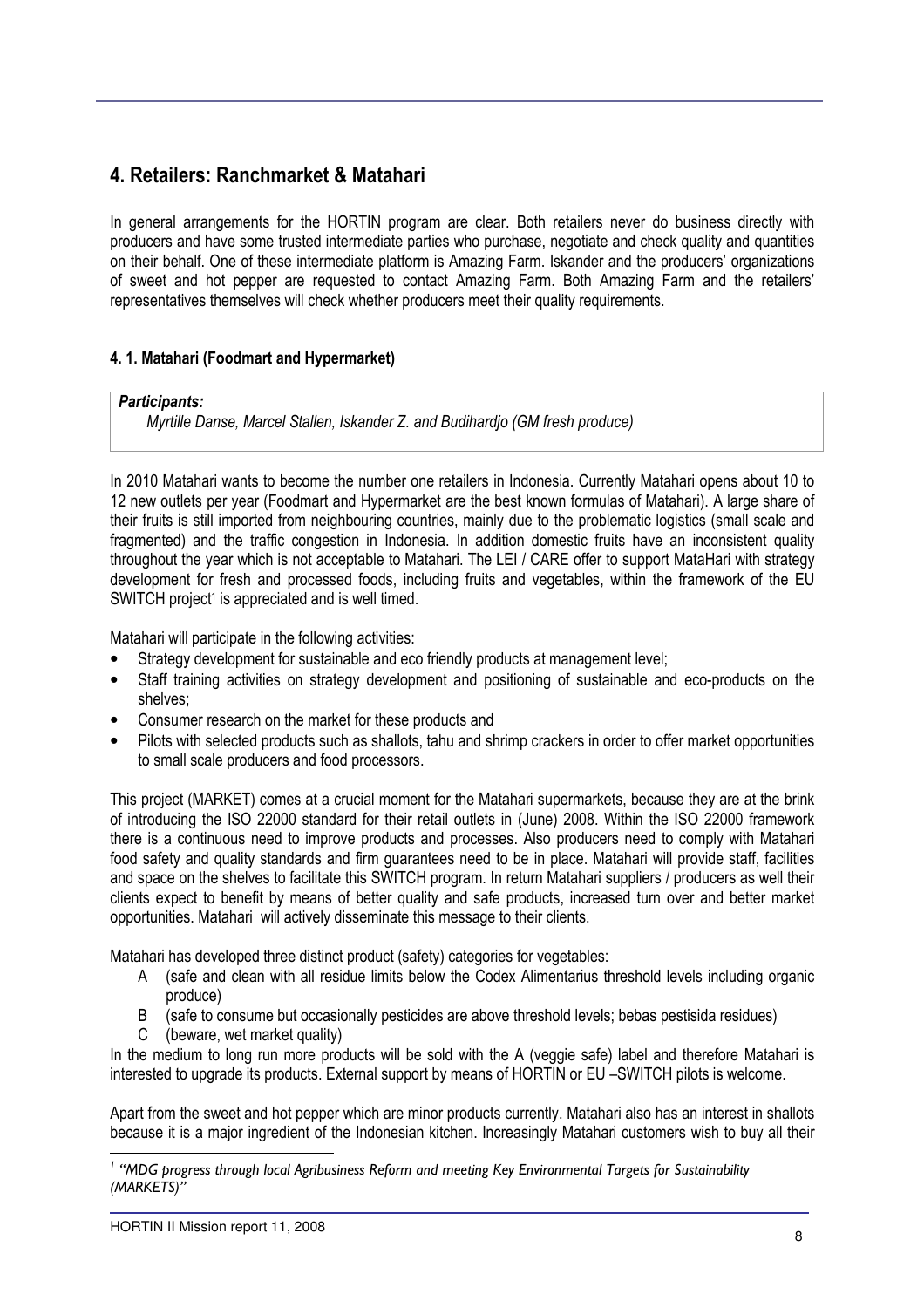## 4. Retailers: Ranchmarket & Matahari

In general arrangements for the HORTIN program are clear. Both retailers never do business directly with producers and have some trusted intermediate parties who purchase, negotiate and check quality and quantities on their behalf. One of these intermediate platform is Amazing Farm. Iskander and the producers' organizations of sweet and hot pepper are requested to contact Amazing Farm. Both Amazing Farm and the retailers' representatives themselves will check whether producers meet their quality requirements.

### 4. 1. Matahari (Foodmart and Hypermarket)

***Participants:***
*Myrtille Danse, Marcel Stallen, Iskander Z. and Budihardjo (GM fresh produce)*

In 2010 Matahari wants to become the number one retailers in Indonesia. Currently Matahari opens about 10 to 12 new outlets per year (Foodmart and Hypermarket are the best known formulas of Matahari). A large share of their fruits is still imported from neighbouring countries, mainly due to the problematic logistics (small scale and fragmented) and the traffic congestion in Indonesia. In addition domestic fruits have an inconsistent quality throughout the year which is not acceptable to Matahari. The LEI / CARE offer to support MataHari with strategy development for fresh and processed foods, including fruits and vegetables, within the framework of the EU SWITCH project[1] is appreciated and is well timed.

Matahari will participate in the following activities:

- Strategy development for sustainable and eco friendly products at management level;
- Staff training activities on strategy development and positioning of sustainable and eco-products on the shelves;
- Consumer research on the market for these products and
- Pilots with selected products such as shallots, tahu and shrimp crackers in order to offer market opportunities to small scale producers and food processors.

This project (MARKET) comes at a crucial moment for the Matahari supermarkets, because they are at the brink of introducing the ISO 22000 standard for their retail outlets in (June) 2008. Within the ISO 22000 framework there is a continuous need to improve products and processes. Also producers need to comply with Matahari food safety and quality standards and firm guarantees need to be in place. Matahari will provide staff, facilities and space on the shelves to facilitate this SWITCH program. In return Matahari suppliers / producers as well their clients expect to benefit by means of better quality and safe products, increased turn over and better market opportunities. Matahari will actively disseminate this message to their clients.

Matahari has developed three distinct product (safety) categories for vegetables:

- A (safe and clean with all residue limits below the Codex Alimentarius threshold levels including organic produce)
- B (safe to consume but occasionally pesticides are above threshold levels; bebas pestisida residues)
- C (beware, wet market quality)

In the medium to long run more products will be sold with the A (veggie safe) label and therefore Matahari is interested to upgrade its products. External support by means of HORTIN or EU –SWITCH pilots is welcome.

Apart from the sweet and hot pepper which are minor products currently. Matahari also has an interest in shallots because it is a major ingredient of the Indonesian kitchen. Increasingly Matahari customers wish to buy all their

[1] *"MDG progress through local Agribusiness Reform and meeting Key Environmental Targets for Sustainability (MARKETS)"*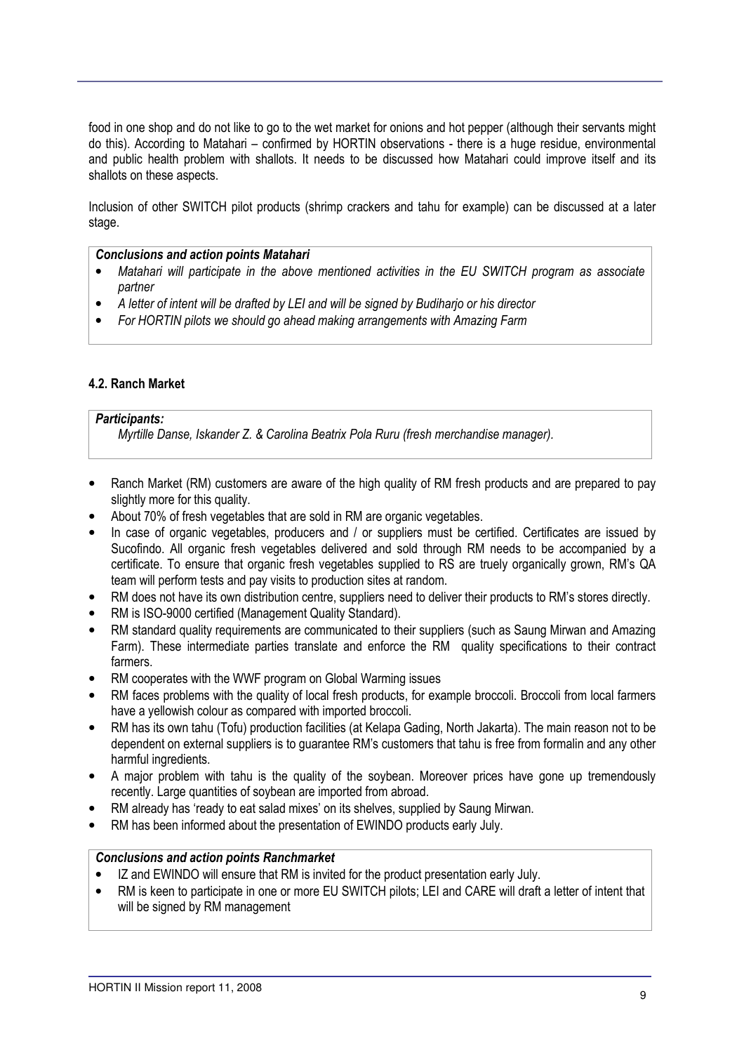food in one shop and do not like to go to the wet market for onions and hot pepper (although their servants might do this). According to Matahari – confirmed by HORTIN observations - there is a huge residue, environmental and public health problem with shallots. It needs to be discussed how Matahari could improve itself and its shallots on these aspects.

Inclusion of other SWITCH pilot products (shrimp crackers and tahu for example) can be discussed at a later stage.

***Conclusions and action points Matahari***

- *Matahari will participate in the above mentioned activities in the EU SWITCH program as associate partner*
- *A letter of intent will be drafted by LEI and will be signed by Budiharjo or his director*
- *For HORTIN pilots we should go ahead making arrangements with Amazing Farm*

#### 4.2. Ranch Market

***Participants:***

*Myrtille Danse, Iskander Z. & Carolina Beatrix Pola Ruru (fresh merchandise manager).*

- Ranch Market (RM) customers are aware of the high quality of RM fresh products and are prepared to pay slightly more for this quality.
- About 70% of fresh vegetables that are sold in RM are organic vegetables.
- In case of organic vegetables, producers and / or suppliers must be certified. Certificates are issued by Sucofindo. All organic fresh vegetables delivered and sold through RM needs to be accompanied by a certificate. To ensure that organic fresh vegetables supplied to RS are truely organically grown, RM's QA team will perform tests and pay visits to production sites at random.
- RM does not have its own distribution centre, suppliers need to deliver their products to RM's stores directly.
- RM is ISO-9000 certified (Management Quality Standard).
- RM standard quality requirements are communicated to their suppliers (such as Saung Mirwan and Amazing Farm). These intermediate parties translate and enforce the RM quality specifications to their contract farmers.
- RM cooperates with the WWF program on Global Warming issues
- RM faces problems with the quality of local fresh products, for example broccoli. Broccoli from local farmers have a yellowish colour as compared with imported broccoli.
- RM has its own tahu (Tofu) production facilities (at Kelapa Gading, North Jakarta). The main reason not to be dependent on external suppliers is to guarantee RM's customers that tahu is free from formalin and any other harmful ingredients.
- A major problem with tahu is the quality of the soybean. Moreover prices have gone up tremendously recently. Large quantities of soybean are imported from abroad.
- RM already has 'ready to eat salad mixes' on its shelves, supplied by Saung Mirwan.
- RM has been informed about the presentation of EWINDO products early July.

***Conclusions and action points Ranchmarket***

- IZ and EWINDO will ensure that RM is invited for the product presentation early July.
- RM is keen to participate in one or more EU SWITCH pilots; LEI and CARE will draft a letter of intent that will be signed by RM management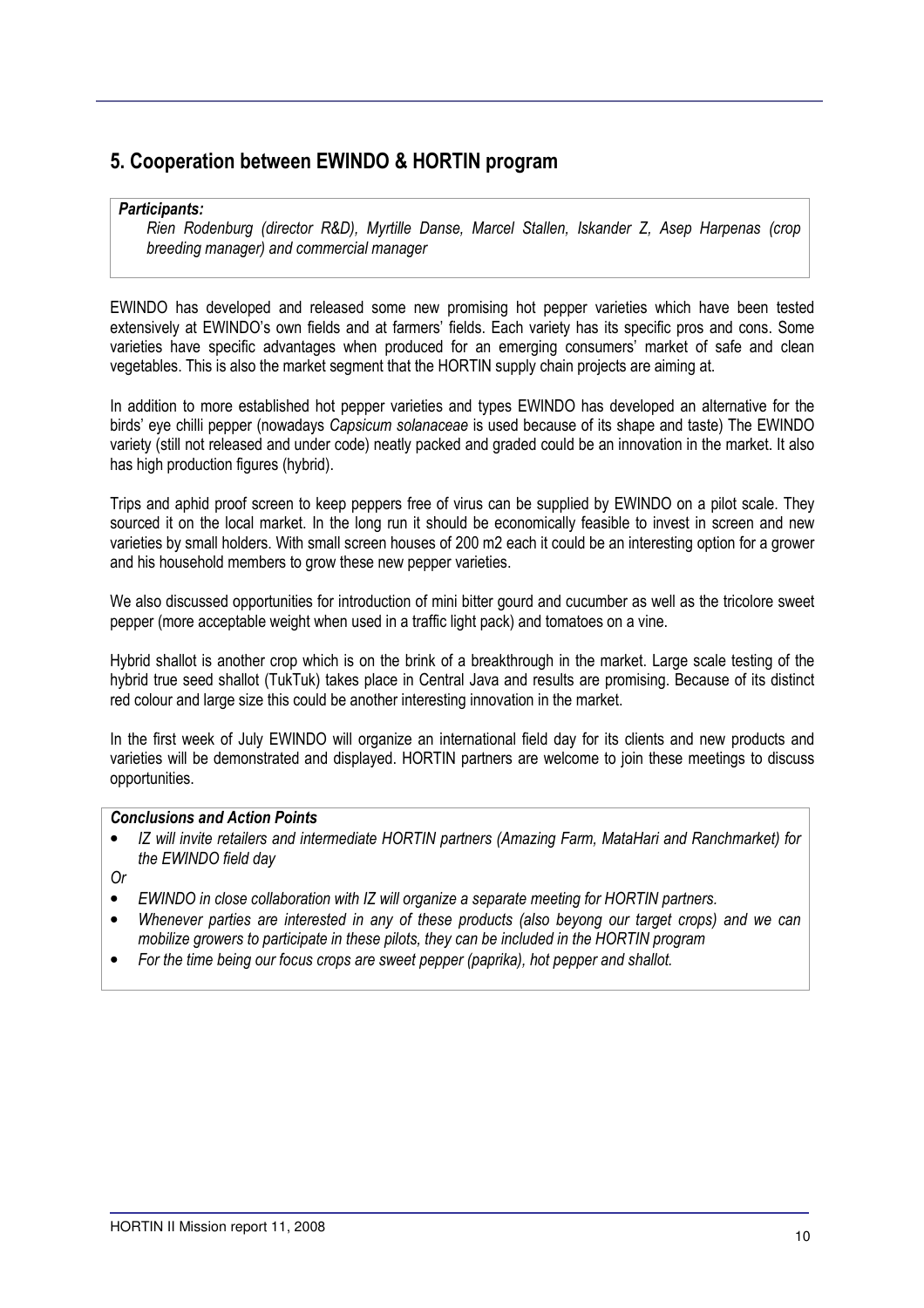## 5. Cooperation between EWINDO & HORTIN program

***Participants:***

*Rien Rodenburg (director R&D), Myrtille Danse, Marcel Stallen, Iskander Z, Asep Harpenas (crop breeding manager) and commercial manager*

EWINDO has developed and released some new promising hot pepper varieties which have been tested extensively at EWINDO's own fields and at farmers' fields. Each variety has its specific pros and cons. Some varieties have specific advantages when produced for an emerging consumers' market of safe and clean vegetables. This is also the market segment that the HORTIN supply chain projects are aiming at.

In addition to more established hot pepper varieties and types EWINDO has developed an alternative for the birds' eye chilli pepper (nowadays *Capsicum solanaceae* is used because of its shape and taste) The EWINDO variety (still not released and under code) neatly packed and graded could be an innovation in the market. It also has high production figures (hybrid).

Trips and aphid proof screen to keep peppers free of virus can be supplied by EWINDO on a pilot scale. They sourced it on the local market. In the long run it should be economically feasible to invest in screen and new varieties by small holders. With small screen houses of 200 m2 each it could be an interesting option for a grower and his household members to grow these new pepper varieties.

We also discussed opportunities for introduction of mini bitter gourd and cucumber as well as the tricolore sweet pepper (more acceptable weight when used in a traffic light pack) and tomatoes on a vine.

Hybrid shallot is another crop which is on the brink of a breakthrough in the market. Large scale testing of the hybrid true seed shallot (TukTuk) takes place in Central Java and results are promising. Because of its distinct red colour and large size this could be another interesting innovation in the market.

In the first week of July EWINDO will organize an international field day for its clients and new products and varieties will be demonstrated and displayed. HORTIN partners are welcome to join these meetings to discuss opportunities.

***Conclusions and Action Points***

- *IZ will invite retailers and intermediate HORTIN partners (Amazing Farm, MataHari and Ranchmarket) for the EWINDO field day*

*Or*

- *EWINDO in close collaboration with IZ will organize a separate meeting for HORTIN partners.*
- *Whenever parties are interested in any of these products (also beyong our target crops) and we can mobilize growers to participate in these pilots, they can be included in the HORTIN program*
- *For the time being our focus crops are sweet pepper (paprika), hot pepper and shallot.*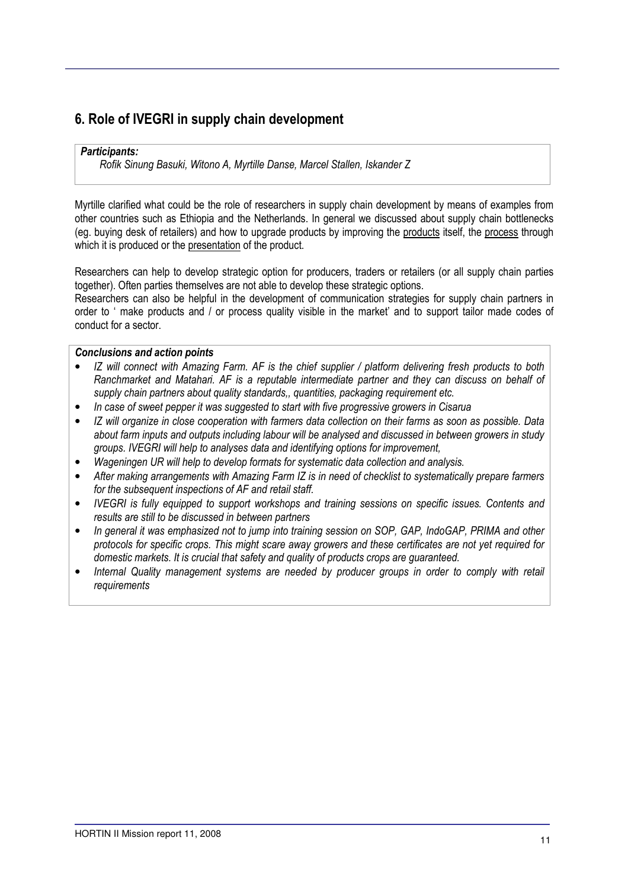## 6. Role of IVEGRI in supply chain development

***Participants:***
*Rofik Sinung Basuki, Witono A, Myrtille Danse, Marcel Stallen, Iskander Z*

Myrtille clarified what could be the role of researchers in supply chain development by means of examples from other countries such as Ethiopia and the Netherlands. In general we discussed about supply chain bottlenecks (eg. buying desk of retailers) and how to upgrade products by improving the products itself, the process through which it is produced or the presentation of the product.

Researchers can help to develop strategic option for producers, traders or retailers (or all supply chain parties together). Often parties themselves are not able to develop these strategic options.
Researchers can also be helpful in the development of communication strategies for supply chain partners in order to ' make products and / or process quality visible in the market' and to support tailor made codes of conduct for a sector.

***Conclusions and action points***

- *IZ will connect with Amazing Farm. AF is the chief supplier / platform delivering fresh products to both Ranchmarket and Matahari. AF is a reputable intermediate partner and they can discuss on behalf of supply chain partners about quality standards,, quantities, packaging requirement etc.*
- *In case of sweet pepper it was suggested to start with five progressive growers in Cisarua*
- *IZ will organize in close cooperation with farmers data collection on their farms as soon as possible. Data about farm inputs and outputs including labour will be analysed and discussed in between growers in study groups. IVEGRI will help to analyses data and identifying options for improvement,*
- *Wageningen UR will help to develop formats for systematic data collection and analysis.*
- *After making arrangements with Amazing Farm IZ is in need of checklist to systematically prepare farmers for the subsequent inspections of AF and retail staff.*
- *IVEGRI is fully equipped to support workshops and training sessions on specific issues. Contents and results are still to be discussed in between partners*
- *In general it was emphasized not to jump into training session on SOP, GAP, IndoGAP, PRIMA and other protocols for specific crops. This might scare away growers and these certificates are not yet required for domestic markets. It is crucial that safety and quality of products crops are guaranteed.*
- *Internal Quality management systems are needed by producer groups in order to comply with retail requirements*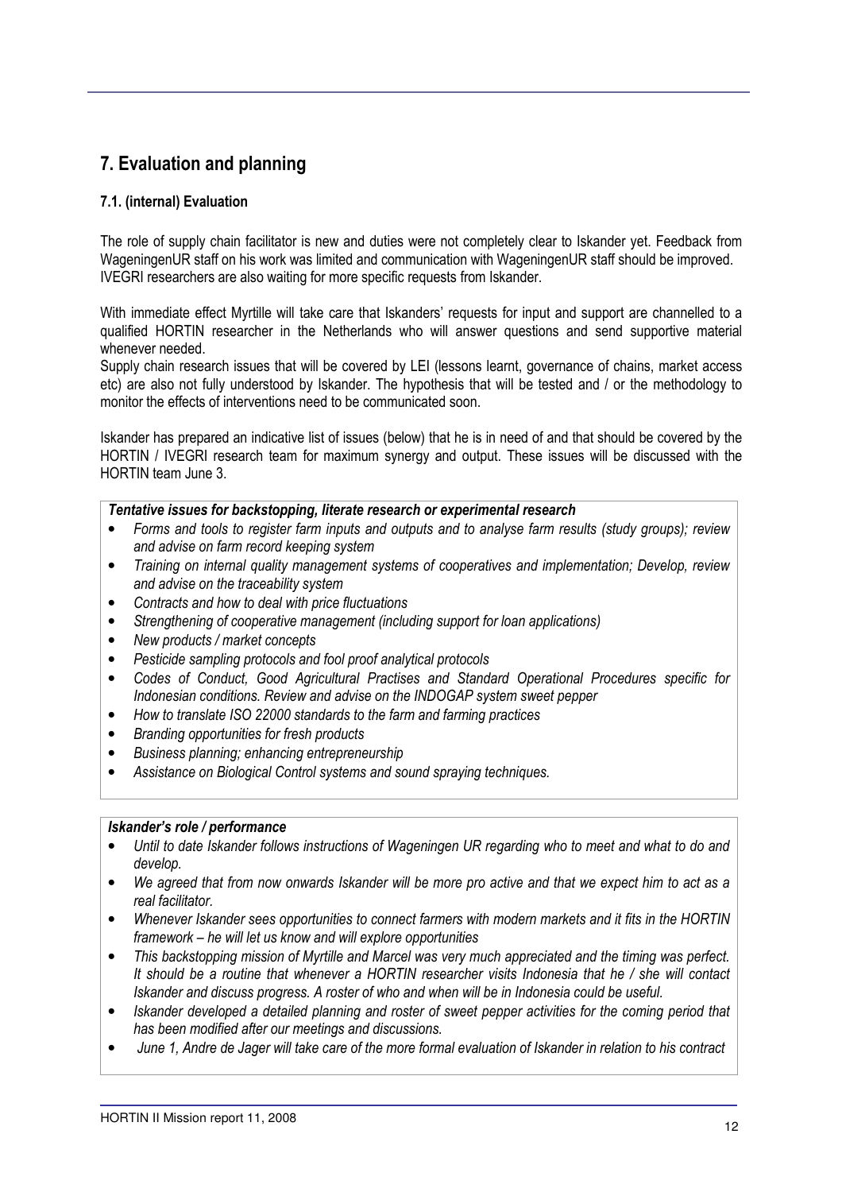## 7. Evaluation and planning

### 7.1. (internal) Evaluation

The role of supply chain facilitator is new and duties were not completely clear to Iskander yet. Feedback from WageningenUR staff on his work was limited and communication with WageningenUR staff should be improved. IVEGRI researchers are also waiting for more specific requests from Iskander.

With immediate effect Myrtille will take care that Iskanders' requests for input and support are channelled to a qualified HORTIN researcher in the Netherlands who will answer questions and send supportive material whenever needed.
Supply chain research issues that will be covered by LEI (lessons learnt, governance of chains, market access etc) are also not fully understood by Iskander. The hypothesis that will be tested and / or the methodology to monitor the effects of interventions need to be communicated soon.

Iskander has prepared an indicative list of issues (below) that he is in need of and that should be covered by the HORTIN / IVEGRI research team for maximum synergy and output. These issues will be discussed with the HORTIN team June 3.

***Tentative issues for backstopping, literate research or experimental research***

- *Forms and tools to register farm inputs and outputs and to analyse farm results (study groups); review and advise on farm record keeping system*
- *Training on internal quality management systems of cooperatives and implementation; Develop, review and advise on the traceability system*
- *Contracts and how to deal with price fluctuations*
- *Strengthening of cooperative management (including support for loan applications)*
- *New products / market concepts*
- *Pesticide sampling protocols and fool proof analytical protocols*
- *Codes of Conduct, Good Agricultural Practises and Standard Operational Procedures specific for Indonesian conditions. Review and advise on the INDOGAP system sweet pepper*
- *How to translate ISO 22000 standards to the farm and farming practices*
- *Branding opportunities for fresh products*
- *Business planning; enhancing entrepreneurship*
- *Assistance on Biological Control systems and sound spraying techniques.*

***Iskander's role / performance***

- *Until to date Iskander follows instructions of Wageningen UR regarding who to meet and what to do and develop.*
- *We agreed that from now onwards Iskander will be more pro active and that we expect him to act as a real facilitator.*
- *Whenever Iskander sees opportunities to connect farmers with modern markets and it fits in the HORTIN framework – he will let us know and will explore opportunities*
- *This backstopping mission of Myrtille and Marcel was very much appreciated and the timing was perfect. It should be a routine that whenever a HORTIN researcher visits Indonesia that he / she will contact Iskander and discuss progress. A roster of who and when will be in Indonesia could be useful.*
- *Iskander developed a detailed planning and roster of sweet pepper activities for the coming period that has been modified after our meetings and discussions.*
- *June 1, Andre de Jager will take care of the more formal evaluation of Iskander in relation to his contract*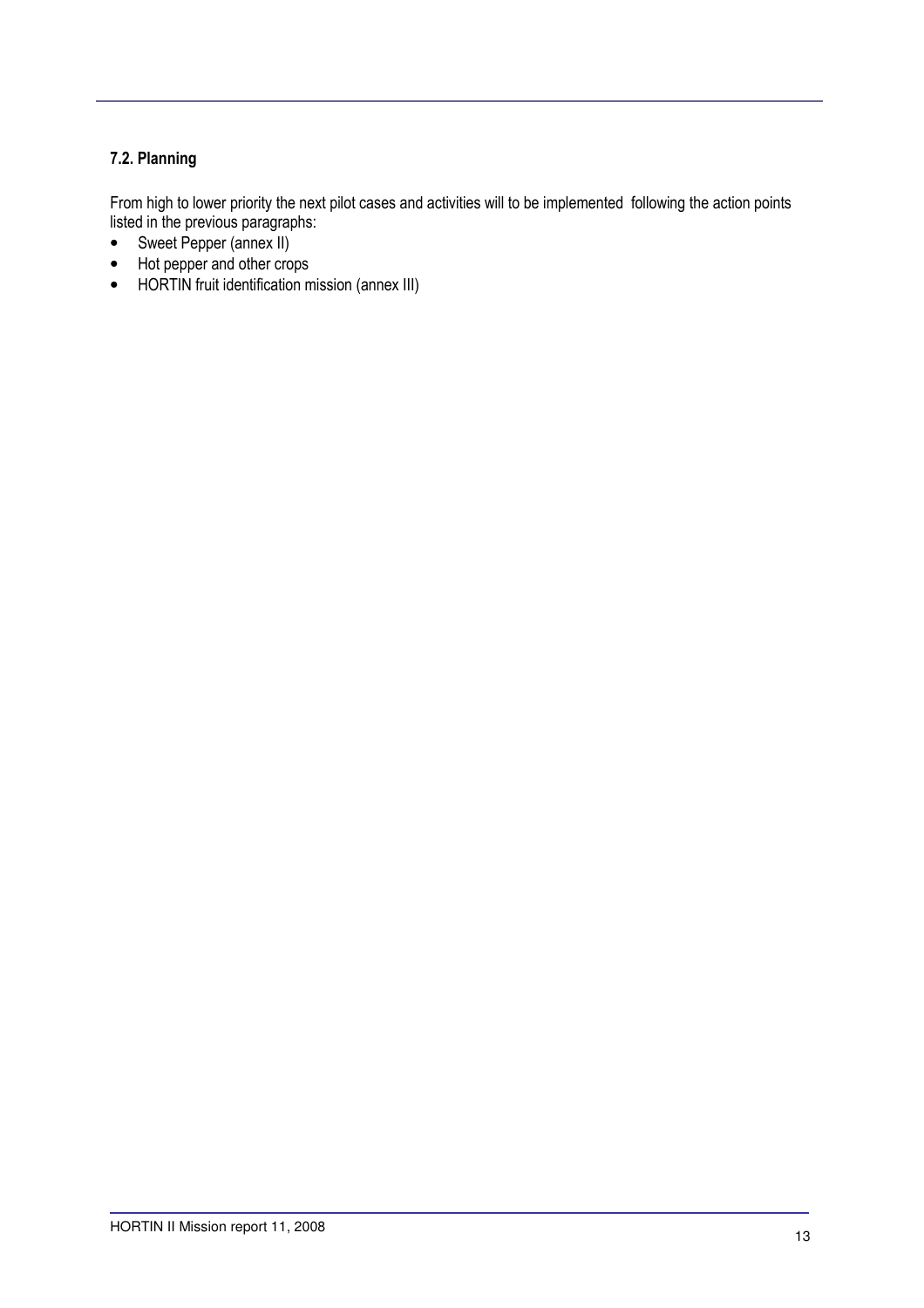### 7.2. Planning

From high to lower priority the next pilot cases and activities will to be implemented following the action points listed in the previous paragraphs:

- Sweet Pepper (annex II)
- Hot pepper and other crops
- HORTIN fruit identification mission (annex III)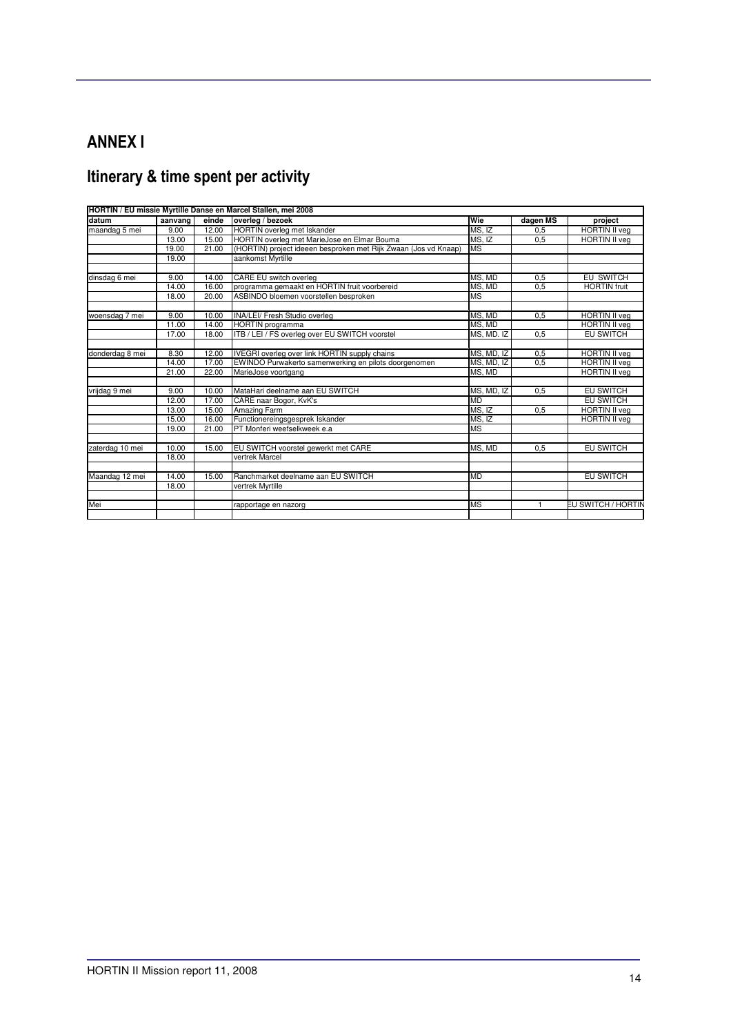# ANNEX I

## Itinerary & time spent per activity

| HORTIN / EU missie Myrtille Danse en Marcel Stallen, mei 2008 | | | | | | |
|---|---|---|---|---|---|---|
| **datum** | **aanvang** | **einde** | **overleg / bezoek** | **Wie** | **dagen MS** | **project** |
| maandag 5 mei | 9.00 | 12.00 | HORTIN overleg met Iskander | MS, IZ | 0,5 | HORTIN II veg |
| | 13.00 | 15.00 | HORTIN overleg met MarieJose en Elmar Bouma | MS, IZ | 0,5 | HORTIN II veg |
| | 19.00 | 21.00 | (HORTIN) project ideeen besproken met Rijk Zwaan (Jos vd Knaap) | MS | | |
| | 19.00 | | aankomst Myrtille | | | |
| | | | | | | |
| dinsdag 6 mei | 9.00 | 14.00 | CARE EU switch overleg | MS, MD | 0,5 | EU SWITCH |
| | 14.00 | 16.00 | programma gemaakt en HORTIN fruit voorbereid | MS, MD | 0,5 | HORTIN fruit |
| | 18.00 | 20.00 | ASBINDO bloemen voorstellen besproken | MS | | |
| | | | | | | |
| woensdag 7 mei | 9.00 | 10.00 | INA/LEI/ Fresh Studio overleg | MS, MD | 0,5 | HORTIN II veg |
| | 11.00 | 14.00 | HORTIN programma | MS, MD | | HORTIN II veg |
| | 17.00 | 18.00 | ITB / LEI / FS overleg over EU SWITCH voorstel | MS, MD. IZ | 0,5 | EU SWITCH |
| | | | | | | |
| donderdag 8 mei | 8.30 | 12.00 | IVEGRI overleg over link HORTIN supply chains | MS, MD, IZ | 0,5 | HORTIN II veg |
| | 14.00 | 17.00 | EWINDO Purwakerto samenwerking en pilots doorgenomen | MS, MD, IZ | 0,5 | HORTIN II veg |
| | 21.00 | 22.00 | MarieJose voortgang | MS, MD | | HORTIN II veg |
| | | | | | | |
| vrijdag 9 mei | 9.00 | 10.00 | MataHari deelname aan EU SWITCH | MS, MD, IZ | 0,5 | EU SWITCH |
| | 12.00 | 17.00 | CARE naar Bogor, KvK's | MD | | EU SWITCH |
| | 13.00 | 15.00 | Amazing Farm | MS, IZ | 0,5 | HORTIN II veg |
| | 15.00 | 16.00 | Functionereingsgesprek Iskander | MS, IZ | | HORTIN II veg |
| | 19.00 | 21.00 | PT Monferi weefselkweek e.a | MS | | |
| | | | | | | |
| zaterdag 10 mei | 10.00 | 15.00 | EU SWITCH voorstel gewerkt met CARE | MS, MD | 0,5 | EU SWITCH |
| | 18.00 | | vertrek Marcel | | | |
| | | | | | | |
| Maandag 12 mei | 14.00 | 15.00 | Ranchmarket deelname aan EU SWITCH | MD | | EU SWITCH |
| | 18.00 | | vertrek Myrtille | | | |
| | | | | | | |
| Mei | | | rapportage en nazorg | MS | 1 | EU SWITCH / HORTIN |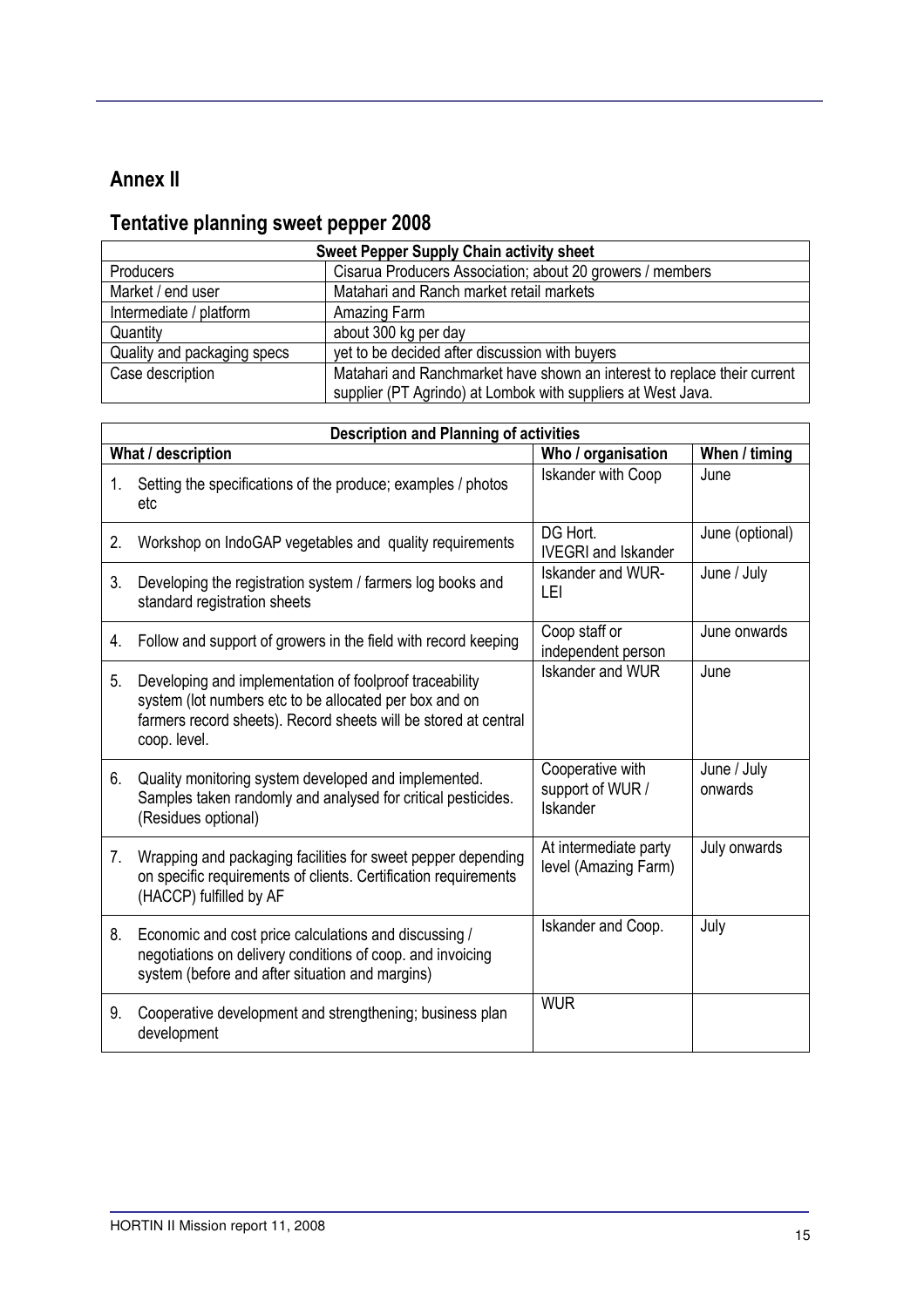## Annex II

## Tentative planning sweet pepper 2008

| Sweet Pepper Supply Chain activity sheet | |
|---|---|
| Producers | Cisarua Producers Association; about 20 growers / members |
| Market / end user | Matahari and Ranch market retail markets |
| Intermediate / platform | Amazing Farm |
| Quantity | about 300 kg per day |
| Quality and packaging specs | yet to be decided after discussion with buyers |
| Case description | Matahari and Ranchmarket have shown an interest to replace their current supplier (PT Agrindo) at Lombok with suppliers at West Java. |

| Description and Planning of activities | | |
|---|---|---|
| **What / description** | **Who / organisation** | **When / timing** |
| 1. Setting the specifications of the produce; examples / photos etc | Iskander with Coop | June |
| 2. Workshop on IndoGAP vegetables and quality requirements | DG Hort. IVEGRI and Iskander | June (optional) |
| 3. Developing the registration system / farmers log books and standard registration sheets | Iskander and WUR-LEI | June / July |
| 4. Follow and support of growers in the field with record keeping | Coop staff or independent person | June onwards |
| 5. Developing and implementation of foolproof traceability system (lot numbers etc to be allocated per box and on farmers record sheets). Record sheets will be stored at central coop. level. | Iskander and WUR | June |
| 6. Quality monitoring system developed and implemented. Samples taken randomly and analysed for critical pesticides. (Residues optional) | Cooperative with support of WUR / Iskander | June / July onwards |
| 7. Wrapping and packaging facilities for sweet pepper depending on specific requirements of clients. Certification requirements (HACCP) fulfilled by AF | At intermediate party level (Amazing Farm) | July onwards |
| 8. Economic and cost price calculations and discussing / negotiations on delivery conditions of coop. and invoicing system (before and after situation and margins) | Iskander and Coop. | July |
| 9. Cooperative development and strengthening; business plan development | WUR | |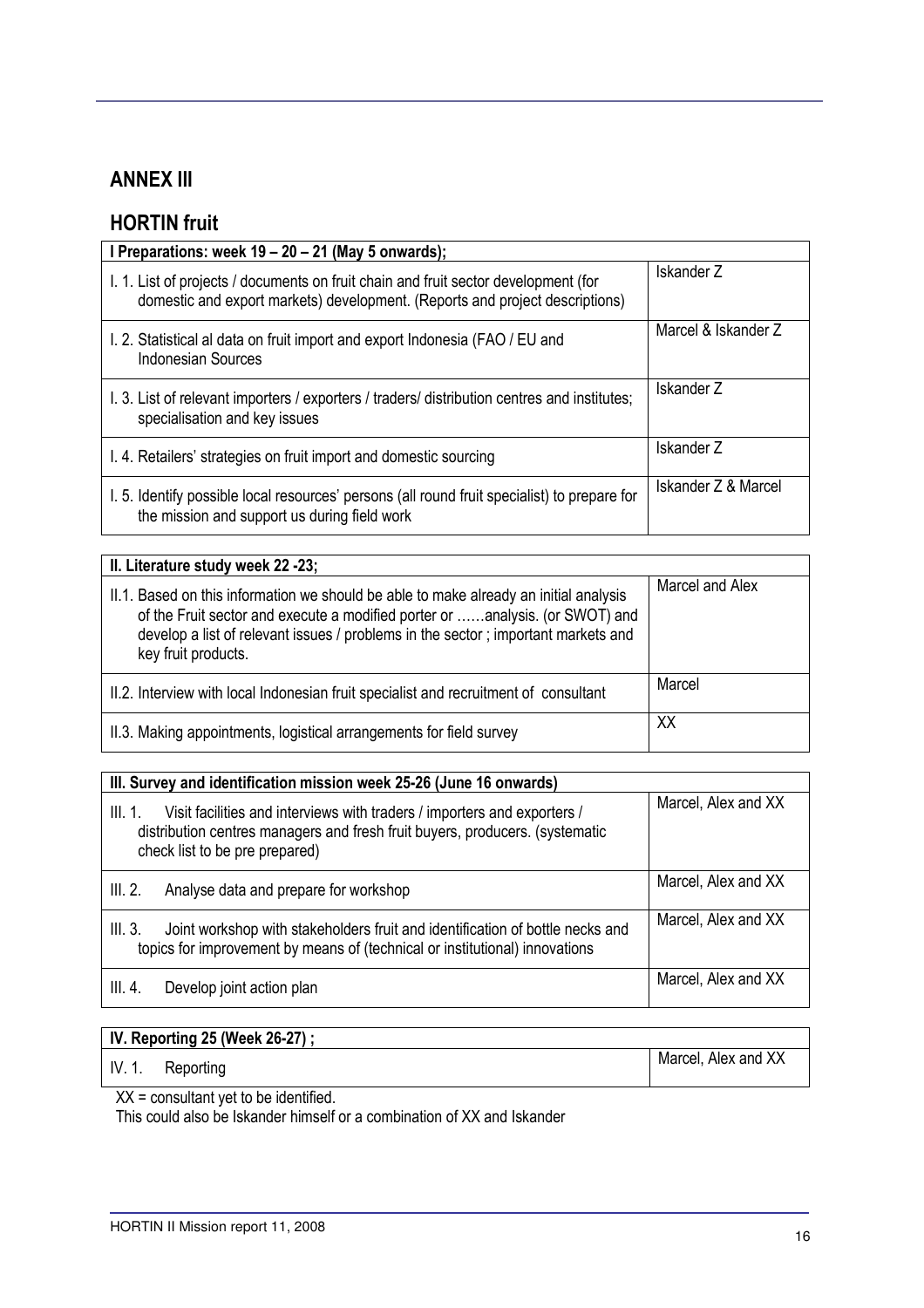## ANNEX III

## HORTIN fruit

| I Preparations: week 19 – 20 – 21 (May 5 onwards); | |
|---|---|
| I. 1. List of projects / documents on fruit chain and fruit sector development (for domestic and export markets) development. (Reports and project descriptions) | Iskander Z |
| I. 2. Statistical al data on fruit import and export Indonesia (FAO / EU and Indonesian Sources | Marcel & Iskander Z |
| I. 3. List of relevant importers / exporters / traders/ distribution centres and institutes; specialisation and key issues | Iskander Z |
| I. 4. Retailers' strategies on fruit import and domestic sourcing | Iskander Z |
| I. 5. Identify possible local resources' persons (all round fruit specialist) to prepare for the mission and support us during field work | Iskander Z & Marcel |

| II. Literature study week 22 -23; | |
|---|---|
| II.1. Based on this information we should be able to make already an initial analysis of the Fruit sector and execute a modified porter or ……analysis. (or SWOT) and develop a list of relevant issues / problems in the sector ; important markets and key fruit products. | Marcel and Alex |
| II.2. Interview with local Indonesian fruit specialist and recruitment of consultant | Marcel |
| II.3. Making appointments, logistical arrangements for field survey | XX |

| III. Survey and identification mission week 25-26 (June 16 onwards) | |
|---|---|
| III. 1. Visit facilities and interviews with traders / importers and exporters / distribution centres managers and fresh fruit buyers, producers. (systematic check list to be pre prepared) | Marcel, Alex and XX |
| III. 2. Analyse data and prepare for workshop | Marcel, Alex and XX |
| III. 3. Joint workshop with stakeholders fruit and identification of bottle necks and topics for improvement by means of (technical or institutional) innovations | Marcel, Alex and XX |
| III. 4. Develop joint action plan | Marcel, Alex and XX |

| IV. Reporting 25 (Week 26-27) ; | |
|---|---|
| IV. 1. Reporting | Marcel, Alex and XX |

XX = consultant yet to be identified.
This could also be Iskander himself or a combination of XX and Iskander